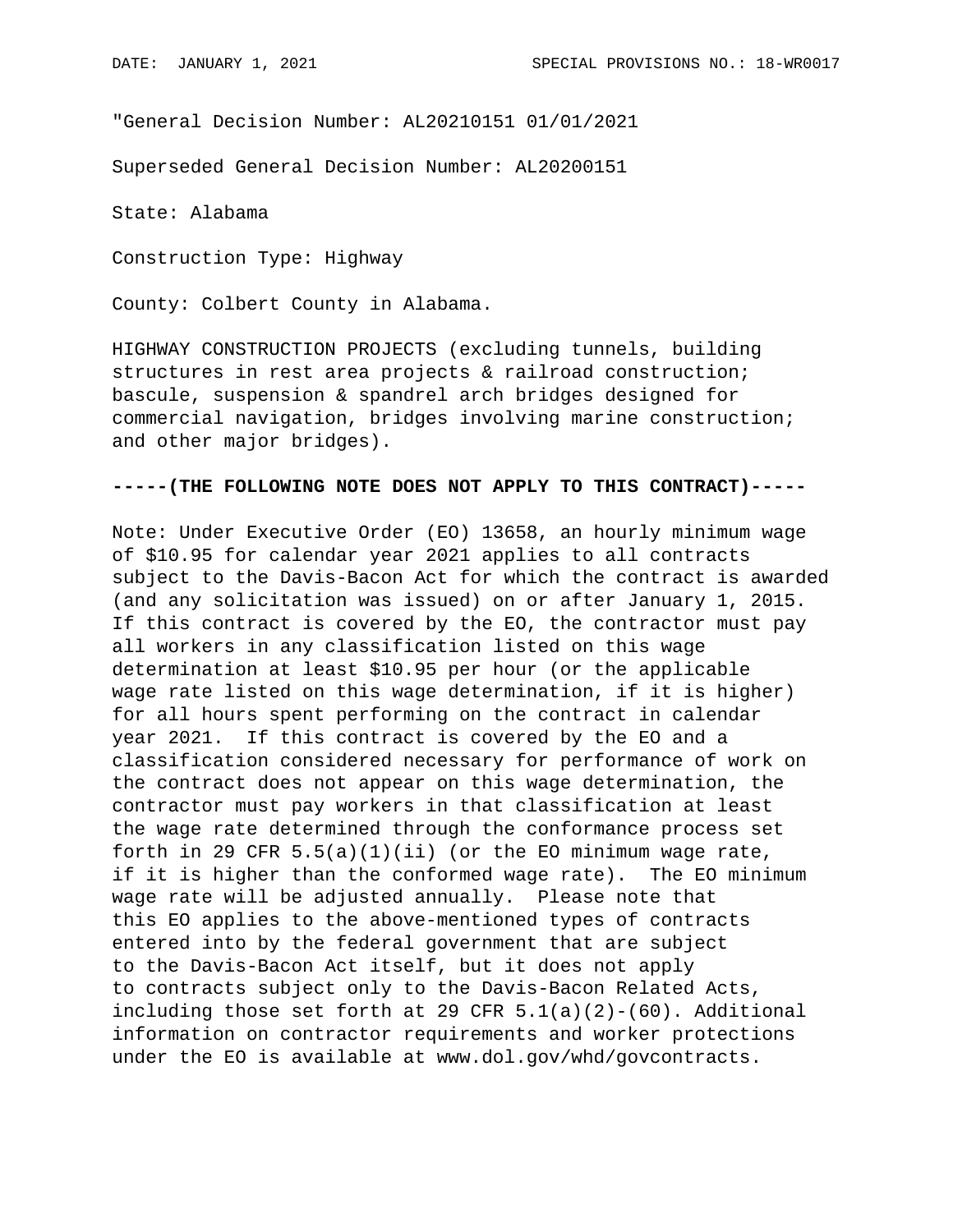"General Decision Number: AL20210151 01/01/2021

Superseded General Decision Number: AL20200151

State: Alabama

Construction Type: Highway

County: Colbert County in Alabama.

HIGHWAY CONSTRUCTION PROJECTS (excluding tunnels, building structures in rest area projects & railroad construction; bascule, suspension & spandrel arch bridges designed for commercial navigation, bridges involving marine construction; and other major bridges).

**-----(THE FOLLOWING NOTE DOES NOT APPLY TO THIS CONTRACT)-----**

Note: Under Executive Order (EO) 13658, an hourly minimum wage of $10.95 for calendar year 2021 applies to all contracts subject to the Davis-Bacon Act for which the contract is awarded (and any solicitation was issued) on or after January 1, 2015. If this contract is covered by the EO, the contractor must pay all workers in any classification listed on this wage determination at least $10.95 per hour (or the applicable wage rate listed on this wage determination, if it is higher) for all hours spent performing on the contract in calendar year 2021. If this contract is covered by the EO and a classification considered necessary for performance of work on the contract does not appear on this wage determination, the contractor must pay workers in that classification at least the wage rate determined through the conformance process set forth in 29 CFR 5.5(a)(1)(ii) (or the EO minimum wage rate, if it is higher than the conformed wage rate). The EO minimum wage rate will be adjusted annually. Please note that this EO applies to the above-mentioned types of contracts entered into by the federal government that are subject to the Davis-Bacon Act itself, but it does not apply to contracts subject only to the Davis-Bacon Related Acts, including those set forth at 29 CFR 5.1(a)(2)-(60). Additional information on contractor requirements and worker protections under the EO is available at www.dol.gov/whd/govcontracts.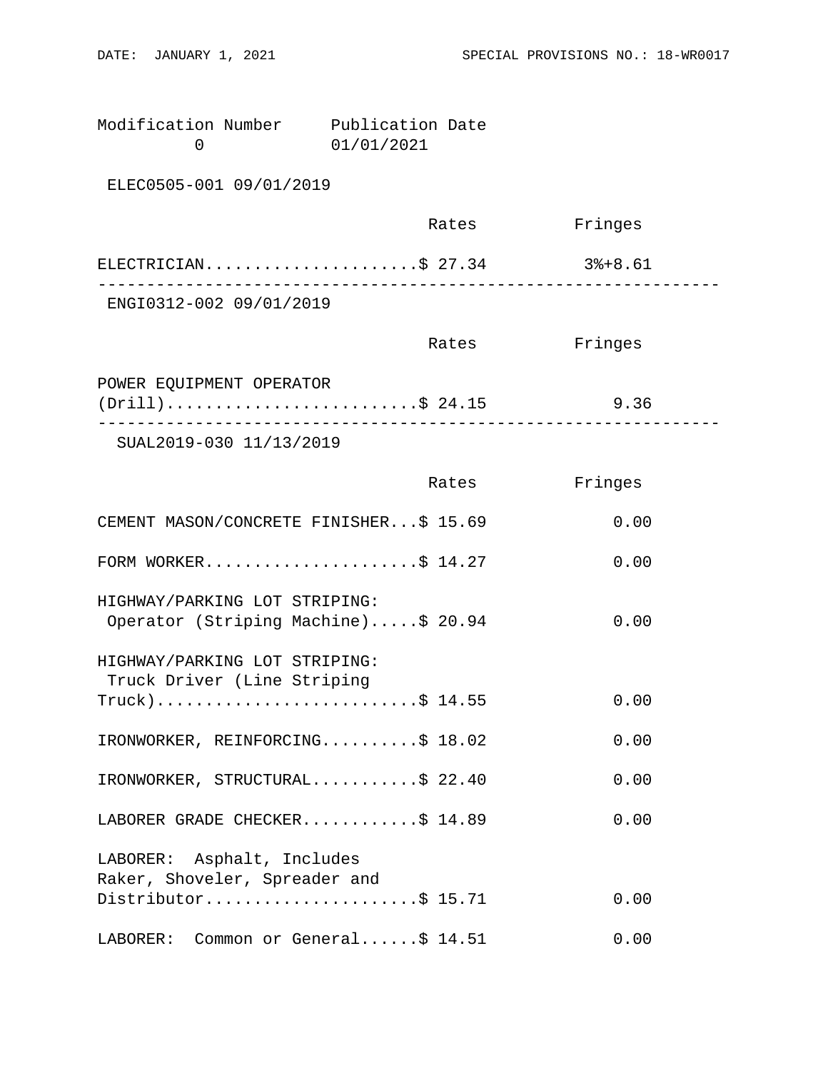Modification Number Publication Date
0 01/01/2021

ELEC0505-001 09/01/2019

| | Rates | Fringes |
|---|---|---|
| ELECTRICIAN | $ 27.34 | 3%+8.61 |

ENGI0312-002 09/01/2019

| | Rates | Fringes |
|---|---|---|
| POWER EQUIPMENT OPERATOR (Drill) | $ 24.15 | 9.36 |

SUAL2019-030 11/13/2019

| | Rates | Fringes |
|---|---|---|
| CEMENT MASON/CONCRETE FINISHER | $ 15.69 | 0.00 |
| FORM WORKER | $ 14.27 | 0.00 |
| HIGHWAY/PARKING LOT STRIPING: Operator (Striping Machine) | $ 20.94 | 0.00 |
| HIGHWAY/PARKING LOT STRIPING: Truck Driver (Line Striping Truck) | $ 14.55 | 0.00 |
| IRONWORKER, REINFORCING | $ 18.02 | 0.00 |
| IRONWORKER, STRUCTURAL | $ 22.40 | 0.00 |
| LABORER GRADE CHECKER | $ 14.89 | 0.00 |
| LABORER: Asphalt, Includes Raker, Shoveler, Spreader and Distributor | $ 15.71 | 0.00 |
| LABORER: Common or General | $ 14.51 | 0.00 |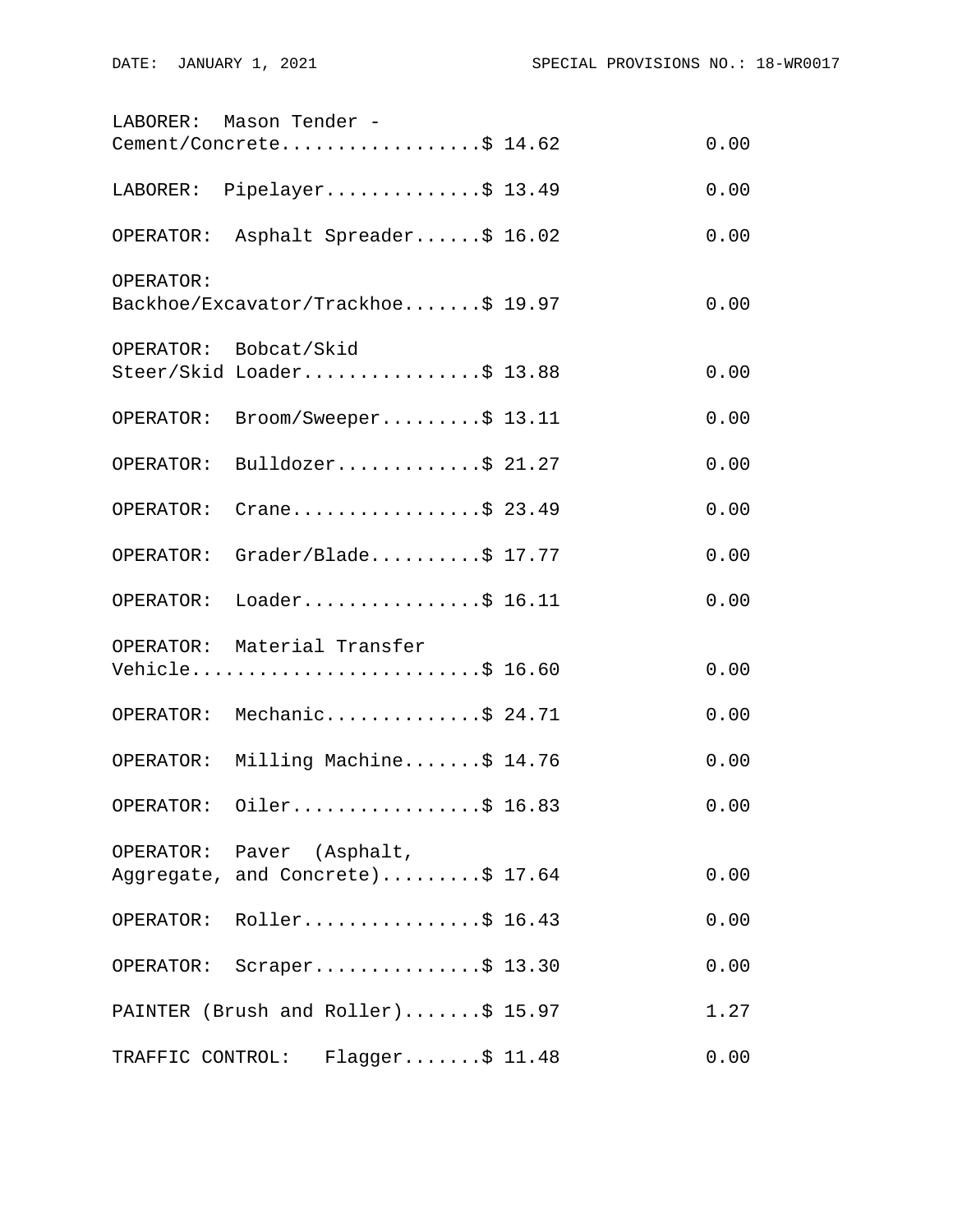| | | |
|---|---|---|
| LABORER: Mason Tender - Cement/Concrete | $ 14.62 | 0.00 |
| LABORER: Pipelayer | $ 13.49 | 0.00 |
| OPERATOR: Asphalt Spreader | $ 16.02 | 0.00 |
| OPERATOR: Backhoe/Excavator/Trackhoe | $ 19.97 | 0.00 |
| OPERATOR: Bobcat/Skid Steer/Skid Loader | $ 13.88 | 0.00 |
| OPERATOR: Broom/Sweeper | $ 13.11 | 0.00 |
| OPERATOR: Bulldozer | $ 21.27 | 0.00 |
| OPERATOR: Crane | $ 23.49 | 0.00 |
| OPERATOR: Grader/Blade | $ 17.77 | 0.00 |
| OPERATOR: Loader | $ 16.11 | 0.00 |
| OPERATOR: Material Transfer Vehicle | $ 16.60 | 0.00 |
| OPERATOR: Mechanic | $ 24.71 | 0.00 |
| OPERATOR: Milling Machine | $ 14.76 | 0.00 |
| OPERATOR: Oiler | $ 16.83 | 0.00 |
| OPERATOR: Paver (Asphalt, Aggregate, and Concrete) | $ 17.64 | 0.00 |
| OPERATOR: Roller | $ 16.43 | 0.00 |
| OPERATOR: Scraper | $ 13.30 | 0.00 |
| PAINTER (Brush and Roller) | $ 15.97 | 1.27 |
| TRAFFIC CONTROL: Flagger | $ 11.48 | 0.00 |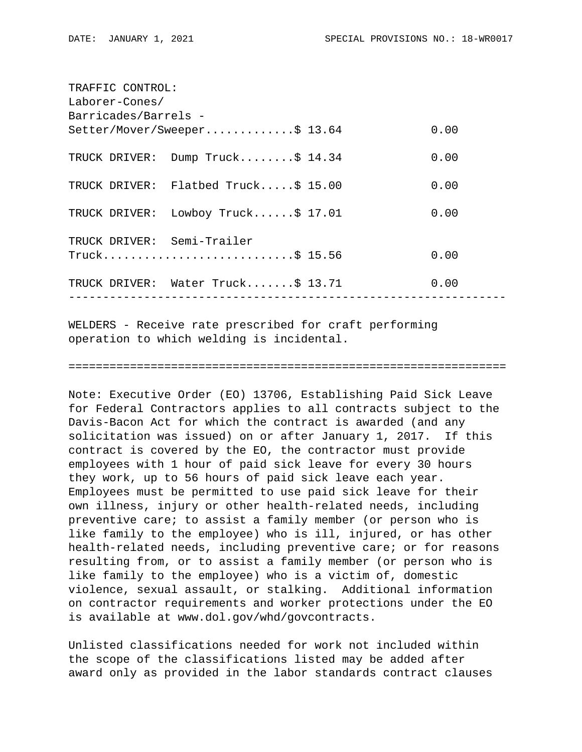| | | |
|---|---|---|
| TRAFFIC CONTROL: Laborer-Cones/ Barricades/Barrels - Setter/Mover/Sweeper | $ 13.64 | 0.00 |
| TRUCK DRIVER: Dump Truck | $ 14.34 | 0.00 |
| TRUCK DRIVER: Flatbed Truck | $ 15.00 | 0.00 |
| TRUCK DRIVER: Lowboy Truck | $ 17.01 | 0.00 |
| TRUCK DRIVER: Semi-Trailer Truck | $ 15.56 | 0.00 |
| TRUCK DRIVER: Water Truck | $ 13.71 | 0.00 |

---

WELDERS - Receive rate prescribed for craft performing operation to which welding is incidental.

---

Note: Executive Order (EO) 13706, Establishing Paid Sick Leave for Federal Contractors applies to all contracts subject to the Davis-Bacon Act for which the contract is awarded (and any solicitation was issued) on or after January 1, 2017. If this contract is covered by the EO, the contractor must provide employees with 1 hour of paid sick leave for every 30 hours they work, up to 56 hours of paid sick leave each year. Employees must be permitted to use paid sick leave for their own illness, injury or other health-related needs, including preventive care; to assist a family member (or person who is like family to the employee) who is ill, injured, or has other health-related needs, including preventive care; or for reasons resulting from, or to assist a family member (or person who is like family to the employee) who is a victim of, domestic violence, sexual assault, or stalking. Additional information on contractor requirements and worker protections under the EO is available at www.dol.gov/whd/govcontracts.

Unlisted classifications needed for work not included within the scope of the classifications listed may be added after award only as provided in the labor standards contract clauses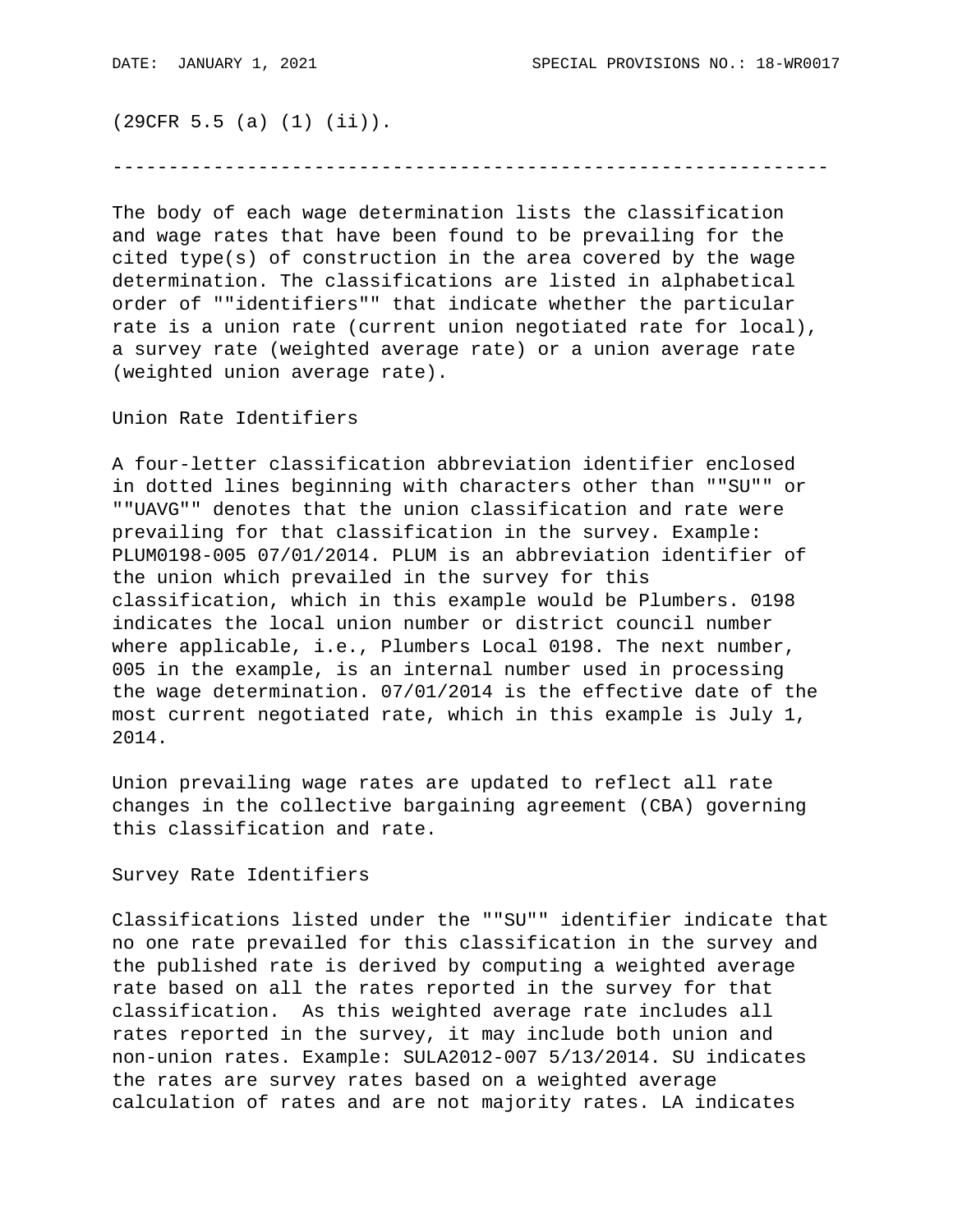(29CFR 5.5 (a) (1) (ii)).

----------------------------------------------------------------

The body of each wage determination lists the classification and wage rates that have been found to be prevailing for the cited type(s) of construction in the area covered by the wage determination. The classifications are listed in alphabetical order of ""identifiers"" that indicate whether the particular rate is a union rate (current union negotiated rate for local), a survey rate (weighted average rate) or a union average rate (weighted union average rate).

Union Rate Identifiers

A four-letter classification abbreviation identifier enclosed in dotted lines beginning with characters other than ""SU"" or ""UAVG"" denotes that the union classification and rate were prevailing for that classification in the survey. Example: PLUM0198-005 07/01/2014. PLUM is an abbreviation identifier of the union which prevailed in the survey for this classification, which in this example would be Plumbers. 0198 indicates the local union number or district council number where applicable, i.e., Plumbers Local 0198. The next number, 005 in the example, is an internal number used in processing the wage determination. 07/01/2014 is the effective date of the most current negotiated rate, which in this example is July 1, 2014.

Union prevailing wage rates are updated to reflect all rate changes in the collective bargaining agreement (CBA) governing this classification and rate.

Survey Rate Identifiers

Classifications listed under the ""SU"" identifier indicate that no one rate prevailed for this classification in the survey and the published rate is derived by computing a weighted average rate based on all the rates reported in the survey for that classification. As this weighted average rate includes all rates reported in the survey, it may include both union and non-union rates. Example: SULA2012-007 5/13/2014. SU indicates the rates are survey rates based on a weighted average calculation of rates and are not majority rates. LA indicates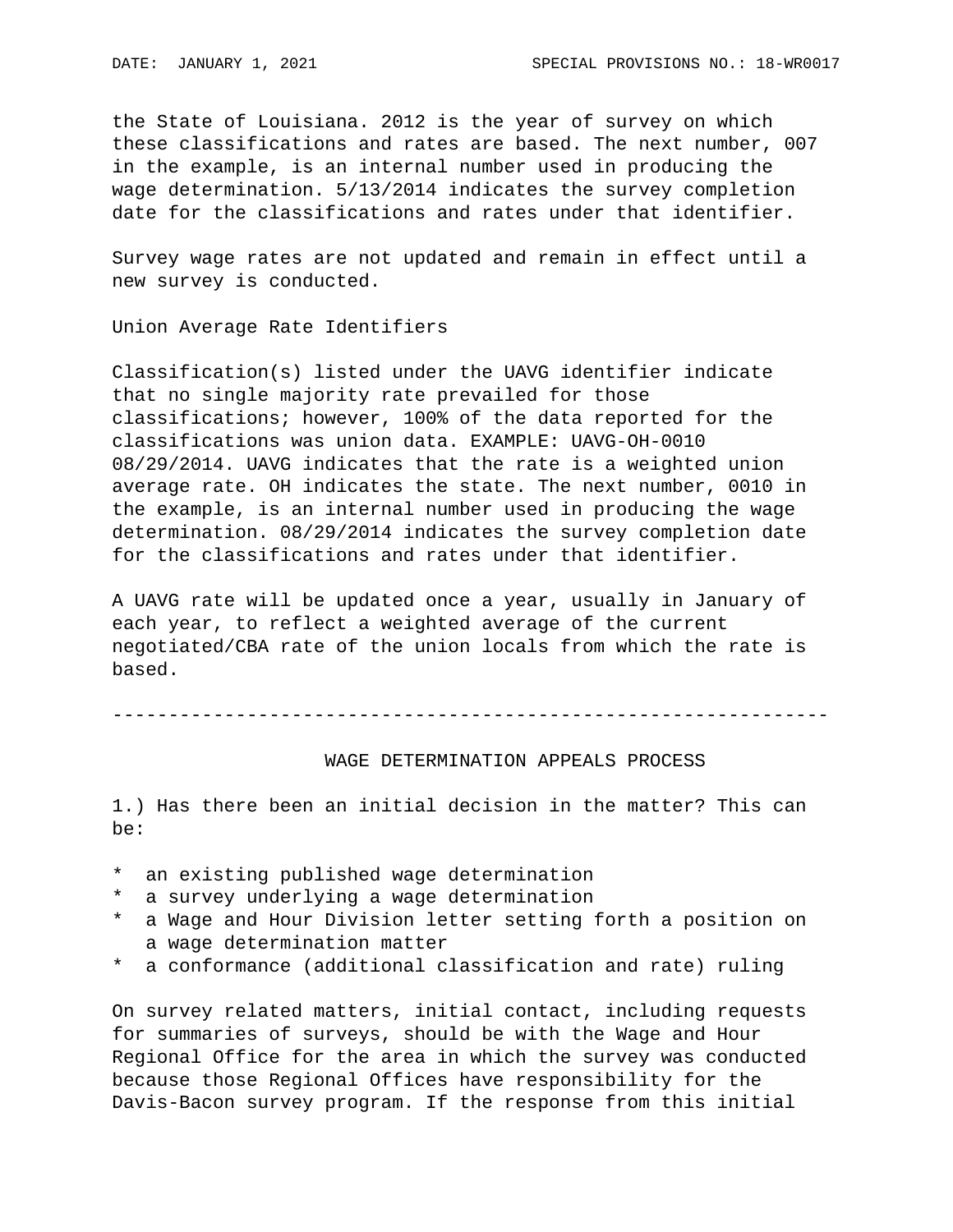the State of Louisiana. 2012 is the year of survey on which these classifications and rates are based. The next number, 007 in the example, is an internal number used in producing the wage determination. 5/13/2014 indicates the survey completion date for the classifications and rates under that identifier.

Survey wage rates are not updated and remain in effect until a new survey is conducted.

Union Average Rate Identifiers

Classification(s) listed under the UAVG identifier indicate that no single majority rate prevailed for those classifications; however, 100% of the data reported for the classifications was union data. EXAMPLE: UAVG-OH-0010 08/29/2014. UAVG indicates that the rate is a weighted union average rate. OH indicates the state. The next number, 0010 in the example, is an internal number used in producing the wage determination. 08/29/2014 indicates the survey completion date for the classifications and rates under that identifier.

A UAVG rate will be updated once a year, usually in January of each year, to reflect a weighted average of the current negotiated/CBA rate of the union locals from which the rate is based.

---

## WAGE DETERMINATION APPEALS PROCESS

1.) Has there been an initial decision in the matter? This can be:

* an existing published wage determination
* a survey underlying a wage determination
* a Wage and Hour Division letter setting forth a position on a wage determination matter
* a conformance (additional classification and rate) ruling

On survey related matters, initial contact, including requests for summaries of surveys, should be with the Wage and Hour Regional Office for the area in which the survey was conducted because those Regional Offices have responsibility for the Davis-Bacon survey program. If the response from this initial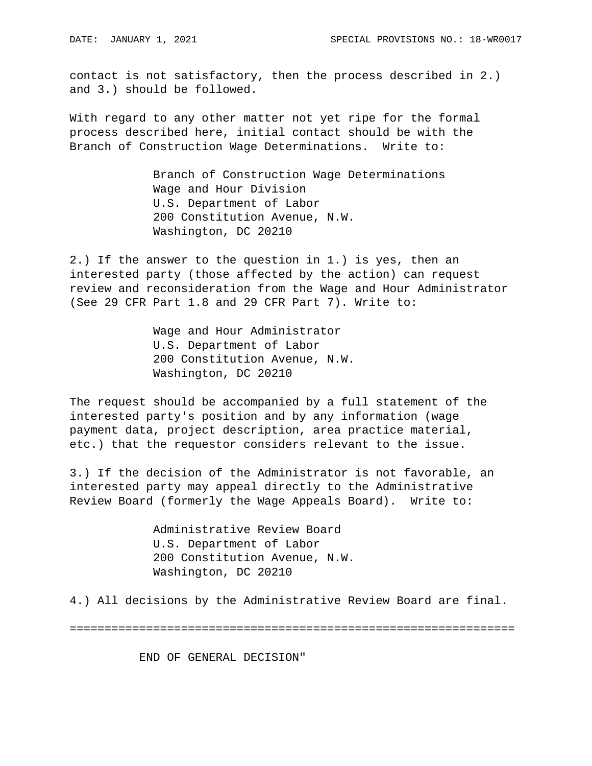contact is not satisfactory, then the process described in 2.) and 3.) should be followed.

With regard to any other matter not yet ripe for the formal process described here, initial contact should be with the Branch of Construction Wage Determinations. Write to:

Branch of Construction Wage Determinations
Wage and Hour Division
U.S. Department of Labor
200 Constitution Avenue, N.W.
Washington, DC 20210

2.) If the answer to the question in 1.) is yes, then an interested party (those affected by the action) can request review and reconsideration from the Wage and Hour Administrator (See 29 CFR Part 1.8 and 29 CFR Part 7). Write to:

Wage and Hour Administrator
U.S. Department of Labor
200 Constitution Avenue, N.W.
Washington, DC 20210

The request should be accompanied by a full statement of the interested party's position and by any information (wage payment data, project description, area practice material, etc.) that the requestor considers relevant to the issue.

3.) If the decision of the Administrator is not favorable, an interested party may appeal directly to the Administrative Review Board (formerly the Wage Appeals Board). Write to:

Administrative Review Board
U.S. Department of Labor
200 Constitution Avenue, N.W.
Washington, DC 20210

4.) All decisions by the Administrative Review Board are final.

================================================================

END OF GENERAL DECISION"